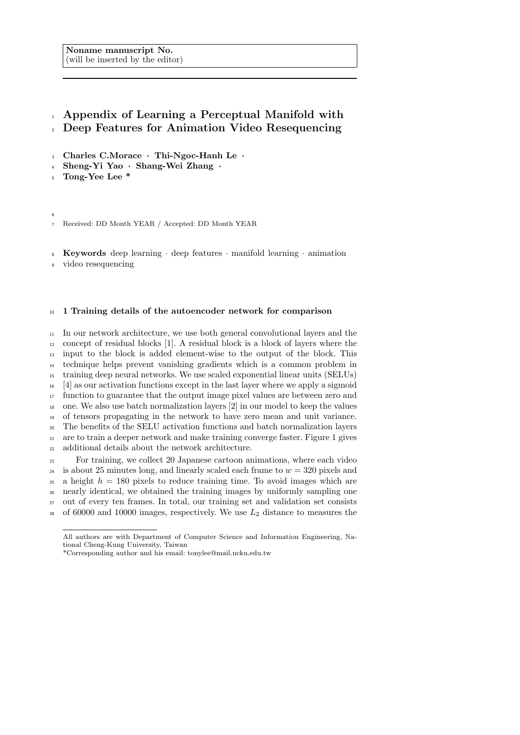**Noname manuscript No.**
(will be inserted by the editor)

# Appendix of Learning a Perceptual Manifold with Deep Features for Animation Video Resequencing

**Charles C.Morace · Thi-Ngoc-Hanh Le · Sheng-Yi Yao · Shang-Wei Zhang · Tong-Yee Lee ***

Received: DD Month YEAR / Accepted: DD Month YEAR

**Keywords** deep learning · deep features · manifold learning · animation video resequencing

## 1 Training details of the autoencoder network for comparison

In our network architecture, we use both general convolutional layers and the concept of residual blocks [1]. A residual block is a block of layers where the input to the block is added element-wise to the output of the block. This technique helps prevent vanishing gradients which is a common problem in training deep neural networks. We use scaled exponential linear units (SELUs) [4] as our activation functions except in the last layer where we apply a sigmoid function to guarantee that the output image pixel values are between zero and one. We also use batch normalization layers [2] in our model to keep the values of tensors propagating in the network to have zero mean and unit variance. The benefits of the SELU activation functions and batch normalization layers are to train a deeper network and make training converge faster. Figure 1 gives additional details about the network architecture.

For training, we collect 20 Japanese cartoon animations, where each video is about 25 minutes long, and linearly scaled each frame to $w = 320$ pixels and a height $h = 180$ pixels to reduce training time. To avoid images which are nearly identical, we obtained the training images by uniformly sampling one out of every ten frames. In total, our training set and validation set consists of 60000 and 10000 images, respectively. We use $L_2$ distance to measures the

---

All authors are with Department of Computer Science and Information Engineering, National Cheng-Kung University, Taiwan

*Corresponding author and his email: tonylee@mail.ncku.edu.tw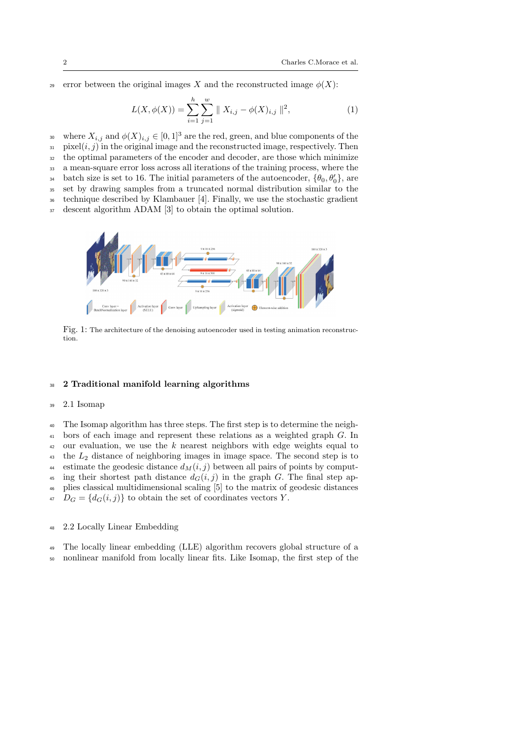error between the original images $X$ and the reconstructed image $\phi(X)$:

$$L(X, \phi(X)) = \sum_{i=1}^{h} \sum_{j=1}^{w} \| X_{i,j} - \phi(X)_{i,j} \|^2, \tag{1}$$

where $X_{i,j}$ and $\phi(X)_{i,j} \in [0,1]^3$ are the red, green, and blue components of the pixel$(i,j)$ in the original image and the reconstructed image, respectively. Then the optimal parameters of the encoder and decoder, are those which minimize a mean-square error loss across all iterations of the training process, where the batch size is set to 16. The initial parameters of the autoencoder, $\{\theta_0, \theta_0'\}$, are set by drawing samples from a truncated normal distribution similar to the technique described by Klambauer [4]. Finally, we use the stochastic gradient descent algorithm ADAM [3] to obtain the optimal solution.

Fig. 1: The architecture of the denoising autoencoder used in testing animation reconstruction.

## 2 Traditional manifold learning algorithms

### 2.1 Isomap

The Isomap algorithm has three steps. The first step is to determine the neighbors of each image and represent these relations as a weighted graph $G$. In our evaluation, we use the $k$ nearest neighbors with edge weights equal to the $L_2$ distance of neighboring images in image space. The second step is to estimate the geodesic distance $d_M(i,j)$ between all pairs of points by computing their shortest path distance $d_G(i,j)$ in the graph $G$. The final step applies classical multidimensional scaling [5] to the matrix of geodesic distances $D_G = \{d_G(i,j)\}$ to obtain the set of coordinates vectors $Y$.

### 2.2 Locally Linear Embedding

The locally linear embedding (LLE) algorithm recovers global structure of a nonlinear manifold from locally linear fits. Like Isomap, the first step of the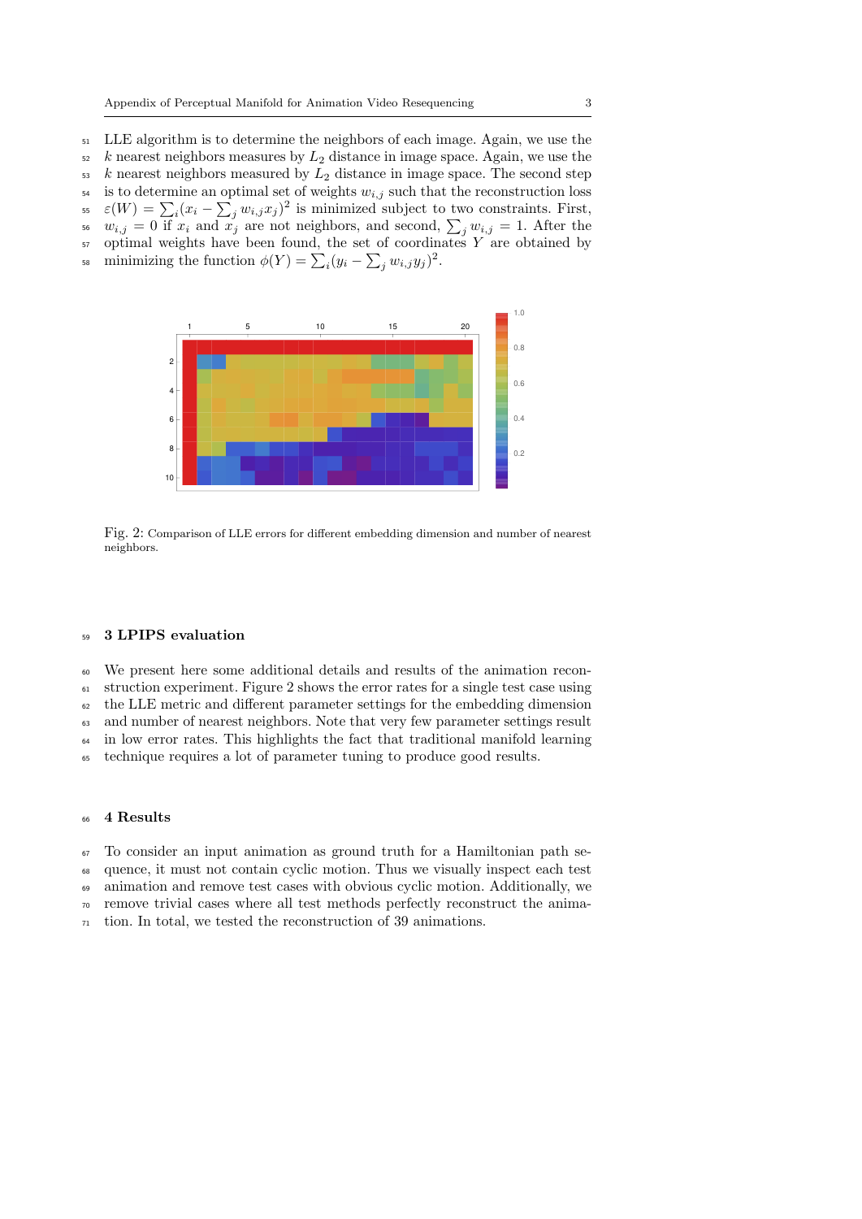LLE algorithm is to determine the neighbors of each image. Again, we use the $k$ nearest neighbors measures by $L_2$ distance in image space. Again, we use the $k$ nearest neighbors measured by $L_2$ distance in image space. The second step is to determine an optimal set of weights $w_{i,j}$ such that the reconstruction loss $\varepsilon(W) = \sum_i (x_i - \sum_j w_{i,j} x_j)^2$ is minimized subject to two constraints. First, $w_{i,j} = 0$ if $x_i$ and $x_j$ are not neighbors, and second, $\sum_j w_{i,j} = 1$. After the optimal weights have been found, the set of coordinates $Y$ are obtained by minimizing the function $\phi(Y) = \sum_i (y_i - \sum_j w_{i,j} y_j)^2$.

Fig. 2: Comparison of LLE errors for different embedding dimension and number of nearest neighbors.

## 3 LPIPS evaluation

We present here some additional details and results of the animation reconstruction experiment. Figure 2 shows the error rates for a single test case using the LLE metric and different parameter settings for the embedding dimension and number of nearest neighbors. Note that very few parameter settings result in low error rates. This highlights the fact that traditional manifold learning technique requires a lot of parameter tuning to produce good results.

## 4 Results

To consider an input animation as ground truth for a Hamiltonian path sequence, it must not contain cyclic motion. Thus we visually inspect each test animation and remove test cases with obvious cyclic motion. Additionally, we remove trivial cases where all test methods perfectly reconstruct the animation. In total, we tested the reconstruction of 39 animations.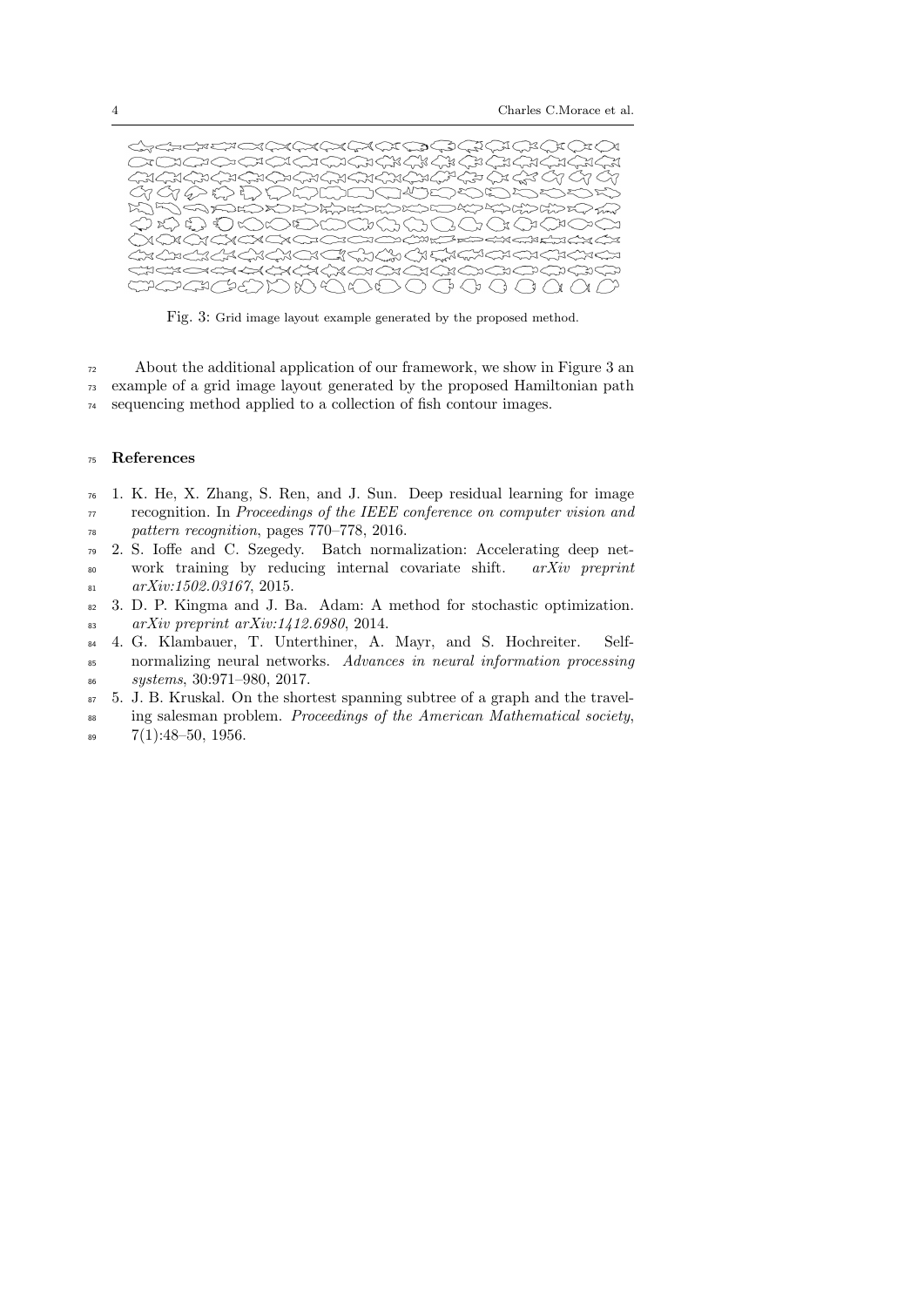Fig. 3: Grid image layout example generated by the proposed method.

About the additional application of our framework, we show in Figure 3 an example of a grid image layout generated by the proposed Hamiltonian path sequencing method applied to a collection of fish contour images.

## References

1. K. He, X. Zhang, S. Ren, and J. Sun. Deep residual learning for image recognition. In *Proceedings of the IEEE conference on computer vision and pattern recognition*, pages 770–778, 2016.
2. S. Ioffe and C. Szegedy. Batch normalization: Accelerating deep network training by reducing internal covariate shift. *arXiv preprint arXiv:1502.03167*, 2015.
3. D. P. Kingma and J. Ba. Adam: A method for stochastic optimization. *arXiv preprint arXiv:1412.6980*, 2014.
4. G. Klambauer, T. Unterthiner, A. Mayr, and S. Hochreiter. Self-normalizing neural networks. *Advances in neural information processing systems*, 30:971–980, 2017.
5. J. B. Kruskal. On the shortest spanning subtree of a graph and the traveling salesman problem. *Proceedings of the American Mathematical society*, 7(1):48–50, 1956.